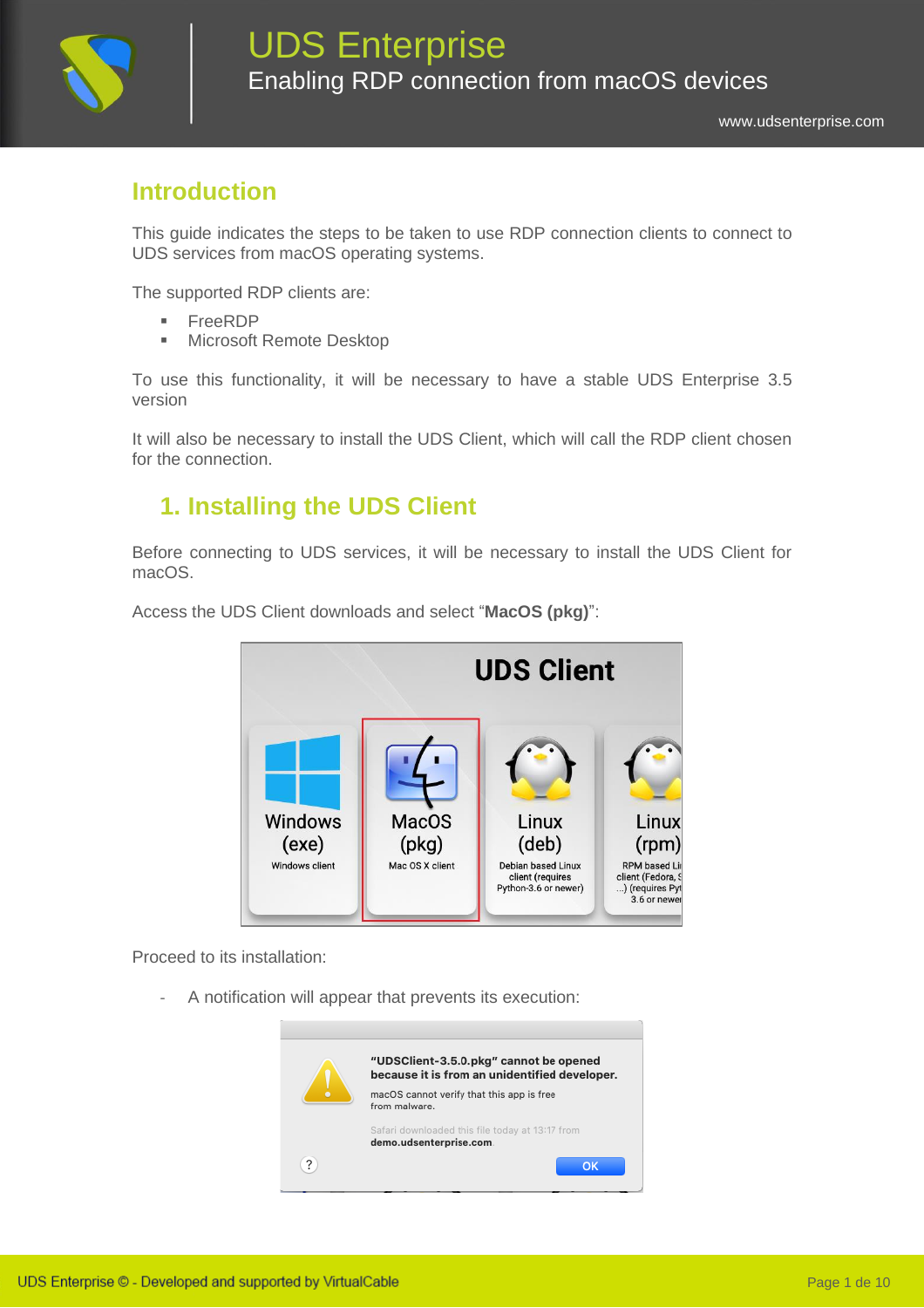# Introduction

This guide indicates the steps to be taken to use RDP connection clients to connect to UDS services from macOS operating systems.

The supported RDP clients are:

- FreeRDP
- Microsoft Remote Desktop

To use this functionality, it will be necessary to have a stable UDS Enterprise 3.5 version

It will also be necessary to install the UDS Client, which will call the RDP client chosen for the connection.

## 1. Installing the UDS Client

Before connecting to UDS services, it will be necessary to install the UDS Client for macOS.

Access the UDS Client downloads and select "**MacOS (pkg)**":

Proceed to its installation:

- A notification will appear that prevents its execution: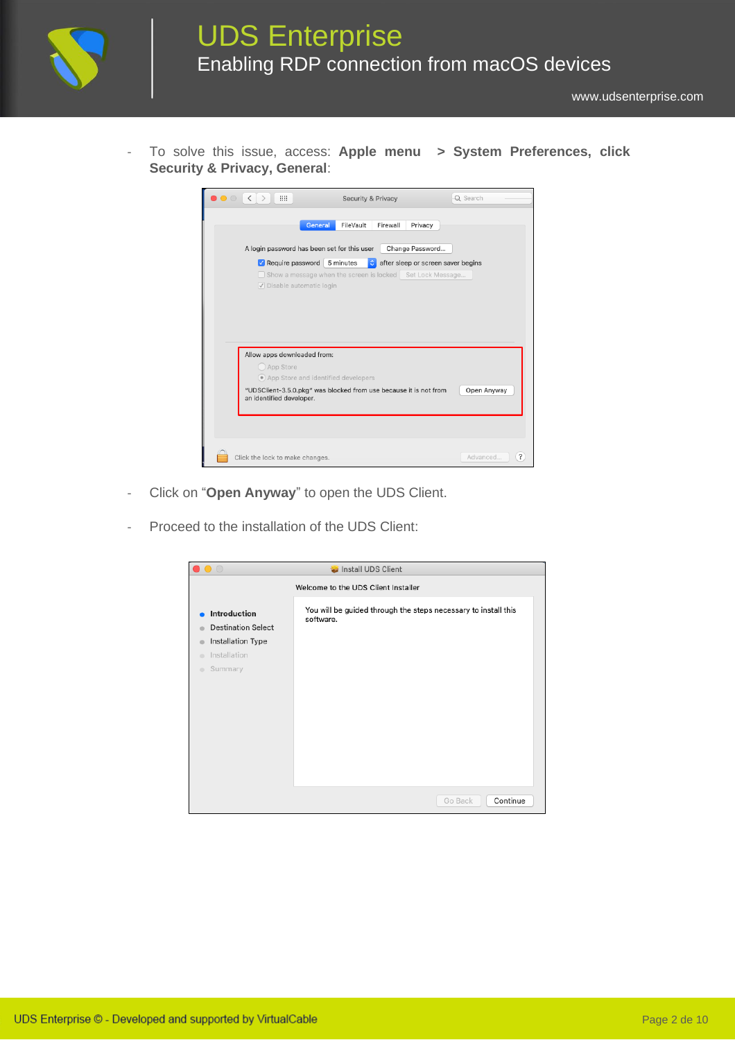- To solve this issue, access: **Apple menu > System Preferences, click Security & Privacy, General**:

- Click on "**Open Anyway**" to open the UDS Client.

- Proceed to the installation of the UDS Client: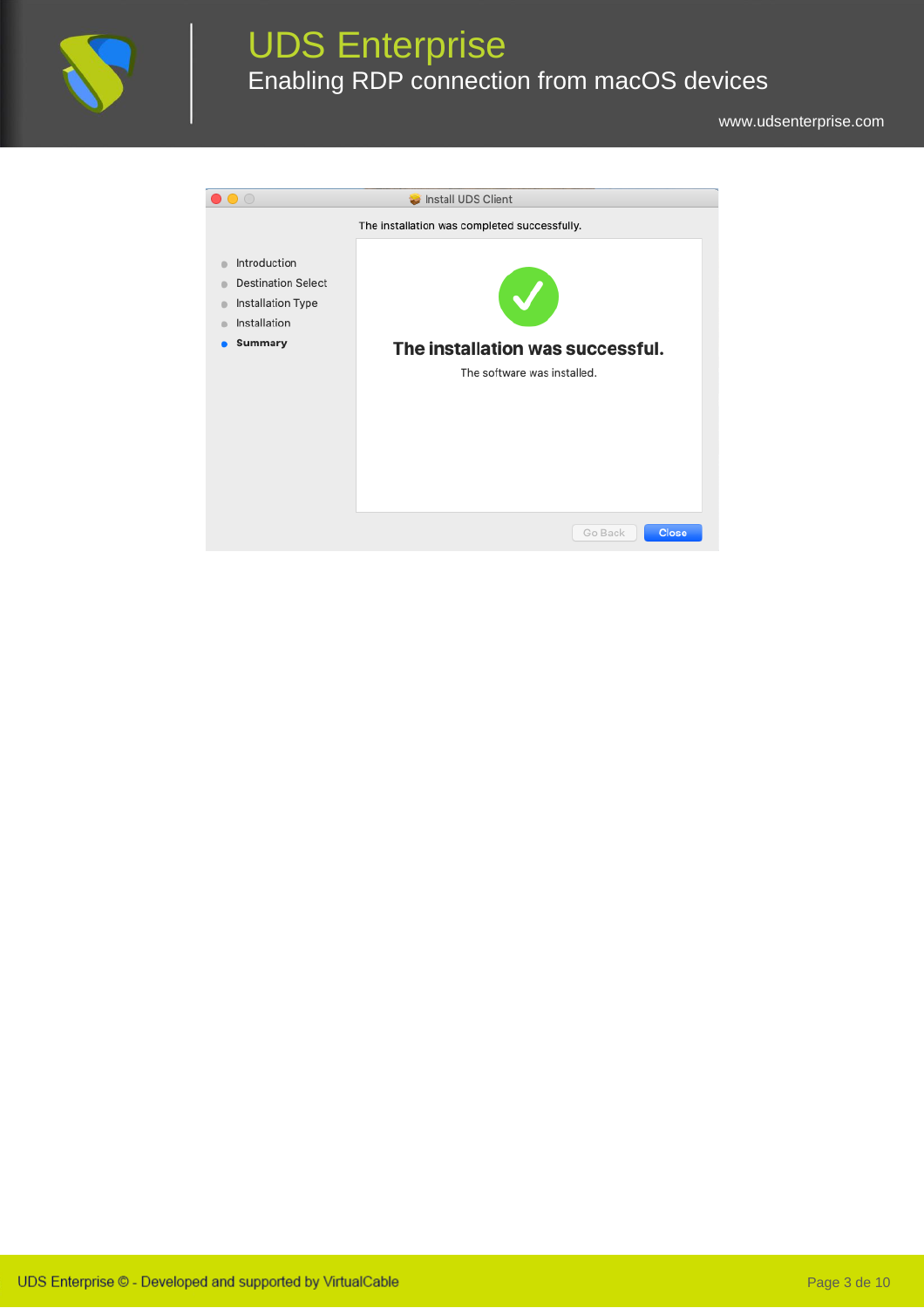Install UDS Client

The installation was completed successfully.

- Introduction
- Destination Select
- Installation Type
- Installation
- **Summary**

**The installation was successful.**

The software was installed.

Go Back | Close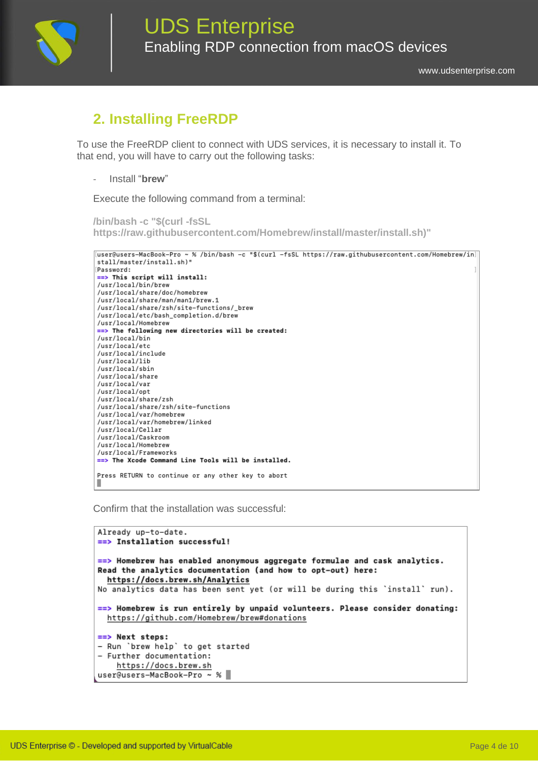## 2. Installing FreeRDP

To use the FreeRDP client to connect with UDS services, it is necessary to install it. To that end, you will have to carry out the following tasks:

- Install "**brew**"

Execute the following command from a terminal:

**/bin/bash -c "$(curl -fsSL https://raw.githubusercontent.com/Homebrew/install/master/install.sh)"**

```
user@users-MacBook-Pro ~ % /bin/bash -c "$(curl -fsSL https://raw.githubusercontent.com/Homebrew/install/master/install.sh)"
Password:
==> This script will install:
/usr/local/bin/brew
/usr/local/share/doc/homebrew
/usr/local/share/man/man1/brew.1
/usr/local/share/zsh/site-functions/_brew
/usr/local/etc/bash_completion.d/brew
/usr/local/Homebrew
==> The following new directories will be created:
/usr/local/bin
/usr/local/etc
/usr/local/include
/usr/local/lib
/usr/local/sbin
/usr/local/share
/usr/local/var
/usr/local/opt
/usr/local/share/zsh
/usr/local/share/zsh/site-functions
/usr/local/var/homebrew
/usr/local/var/homebrew/linked
/usr/local/Cellar
/usr/local/Caskroom
/usr/local/Homebrew
/usr/local/Frameworks
==> The Xcode Command Line Tools will be installed.

Press RETURN to continue or any other key to abort
```

Confirm that the installation was successful:

```
Already up-to-date.
==> Installation successful!

==> Homebrew has enabled anonymous aggregate formulae and cask analytics.
Read the analytics documentation (and how to opt-out) here:
  https://docs.brew.sh/Analytics
No analytics data has been sent yet (or will be during this `install` run).

==> Homebrew is run entirely by unpaid volunteers. Please consider donating:
  https://github.com/Homebrew/brew#donations

==> Next steps:
- Run `brew help` to get started
- Further documentation:
    https://docs.brew.sh
user@users-MacBook-Pro ~ %
```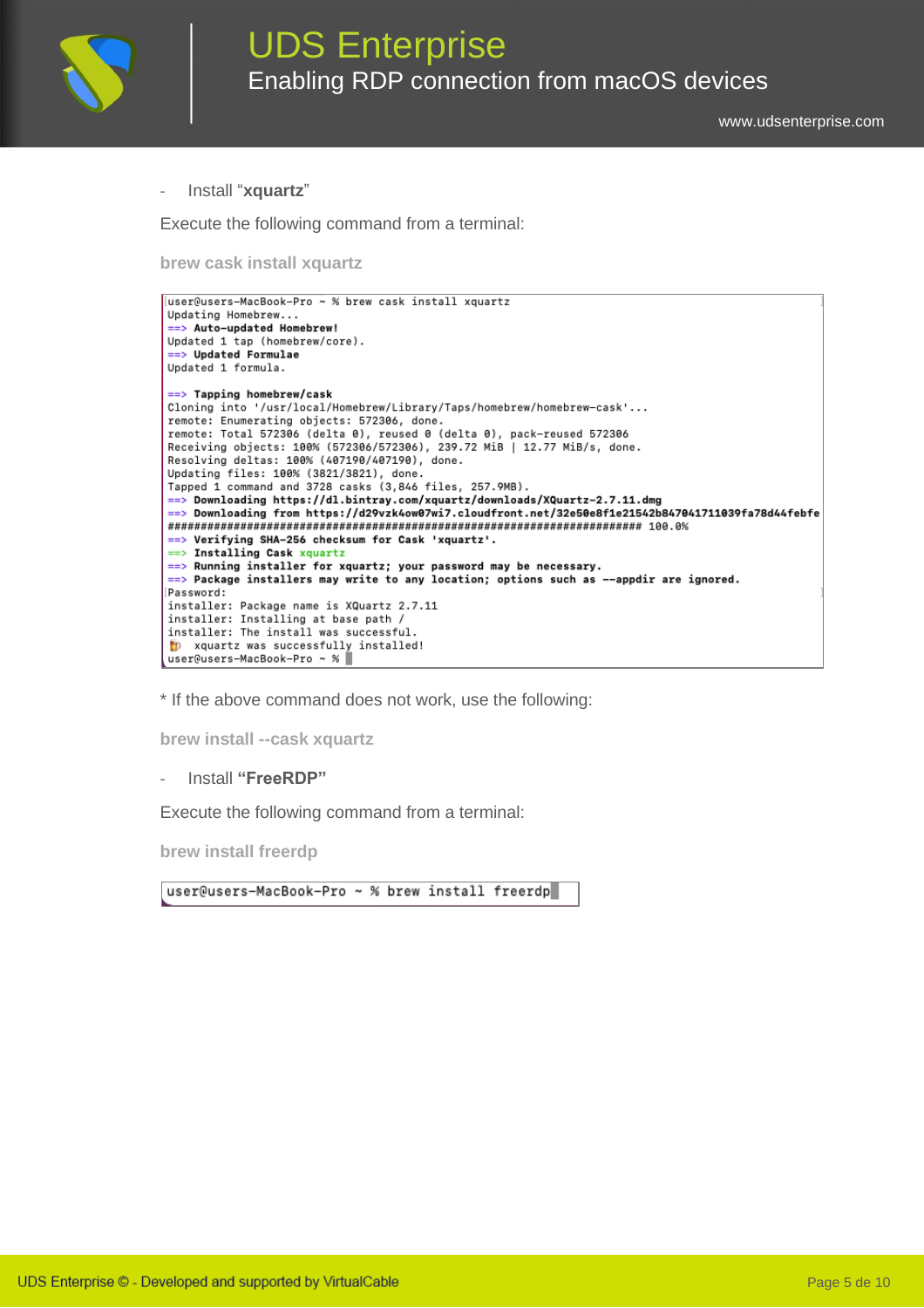- Install "**xquartz**"

Execute the following command from a terminal:

**brew cask install xquartz**

```
user@users-MacBook-Pro ~ % brew cask install xquartz
Updating Homebrew...
==> Auto-updated Homebrew!
Updated 1 tap (homebrew/core).
==> Updated Formulae
Updated 1 formula.

==> Tapping homebrew/cask
Cloning into '/usr/local/Homebrew/Library/Taps/homebrew/homebrew-cask'...
remote: Enumerating objects: 572306, done.
remote: Total 572306 (delta 0), reused 0 (delta 0), pack-reused 572306
Receiving objects: 100% (572306/572306), 239.72 MiB | 12.77 MiB/s, done.
Resolving deltas: 100% (407190/407190), done.
Updating files: 100% (3821/3821), done.
Tapped 1 command and 3728 casks (3,846 files, 257.9MB).
==> Downloading https://dl.bintray.com/xquartz/downloads/XQuartz-2.7.11.dmg
==> Downloading from https://d29vzk4ow07wi7.cloudfront.net/32e50e8f1e21542b847041711039fa78d44febfe
######################################################################## 100.0%
==> Verifying SHA-256 checksum for Cask 'xquartz'.
==> Installing Cask xquartz
==> Running installer for xquartz; your password may be necessary.
==> Package installers may write to any location; options such as --appdir are ignored.
Password:
installer: Package name is XQuartz 2.7.11
installer: Installing at base path /
installer: The install was successful.
🍺  xquartz was successfully installed!
user@users-MacBook-Pro ~ %
```

* If the above command does not work, use the following:

**brew install --cask xquartz**

- Install **"FreeRDP"**

Execute the following command from a terminal:

**brew install freerdp**

```
user@users-MacBook-Pro ~ % brew install freerdp
```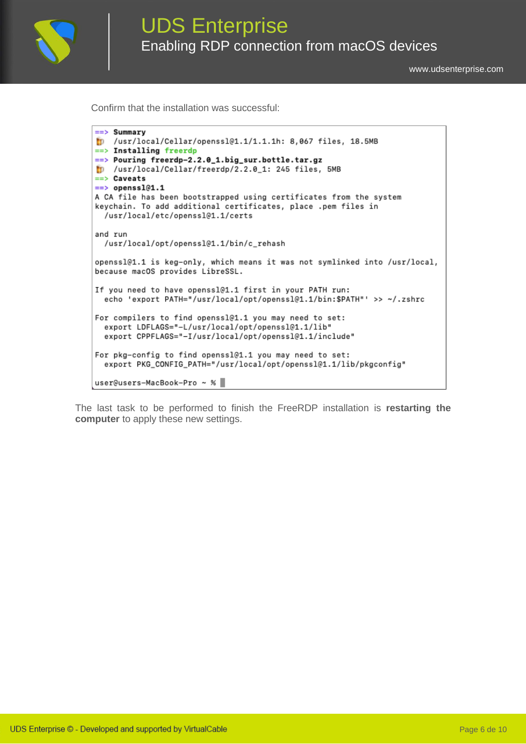Confirm that the installation was successful:

```
==> Summary
🍺  /usr/local/Cellar/openssl@1.1/1.1.1h: 8,067 files, 18.5MB
==> Installing freerdp
==> Pouring freerdp-2.2.0_1.big_sur.bottle.tar.gz
🍺  /usr/local/Cellar/freerdp/2.2.0_1: 245 files, 5MB
==> Caveats
==> openssl@1.1
A CA file has been bootstrapped using certificates from the system
keychain. To add additional certificates, place .pem files in
  /usr/local/etc/openssl@1.1/certs

and run
  /usr/local/opt/openssl@1.1/bin/c_rehash

openssl@1.1 is keg-only, which means it was not symlinked into /usr/local,
because macOS provides LibreSSL.

If you need to have openssl@1.1 first in your PATH run:
  echo 'export PATH="/usr/local/opt/openssl@1.1/bin:$PATH"' >> ~/.zshrc

For compilers to find openssl@1.1 you may need to set:
  export LDFLAGS="-L/usr/local/opt/openssl@1.1/lib"
  export CPPFLAGS="-I/usr/local/opt/openssl@1.1/include"

For pkg-config to find openssl@1.1 you may need to set:
  export PKG_CONFIG_PATH="/usr/local/opt/openssl@1.1/lib/pkgconfig"

user@users-MacBook-Pro ~ %
```

The last task to be performed to finish the FreeRDP installation is **restarting the computer** to apply these new settings.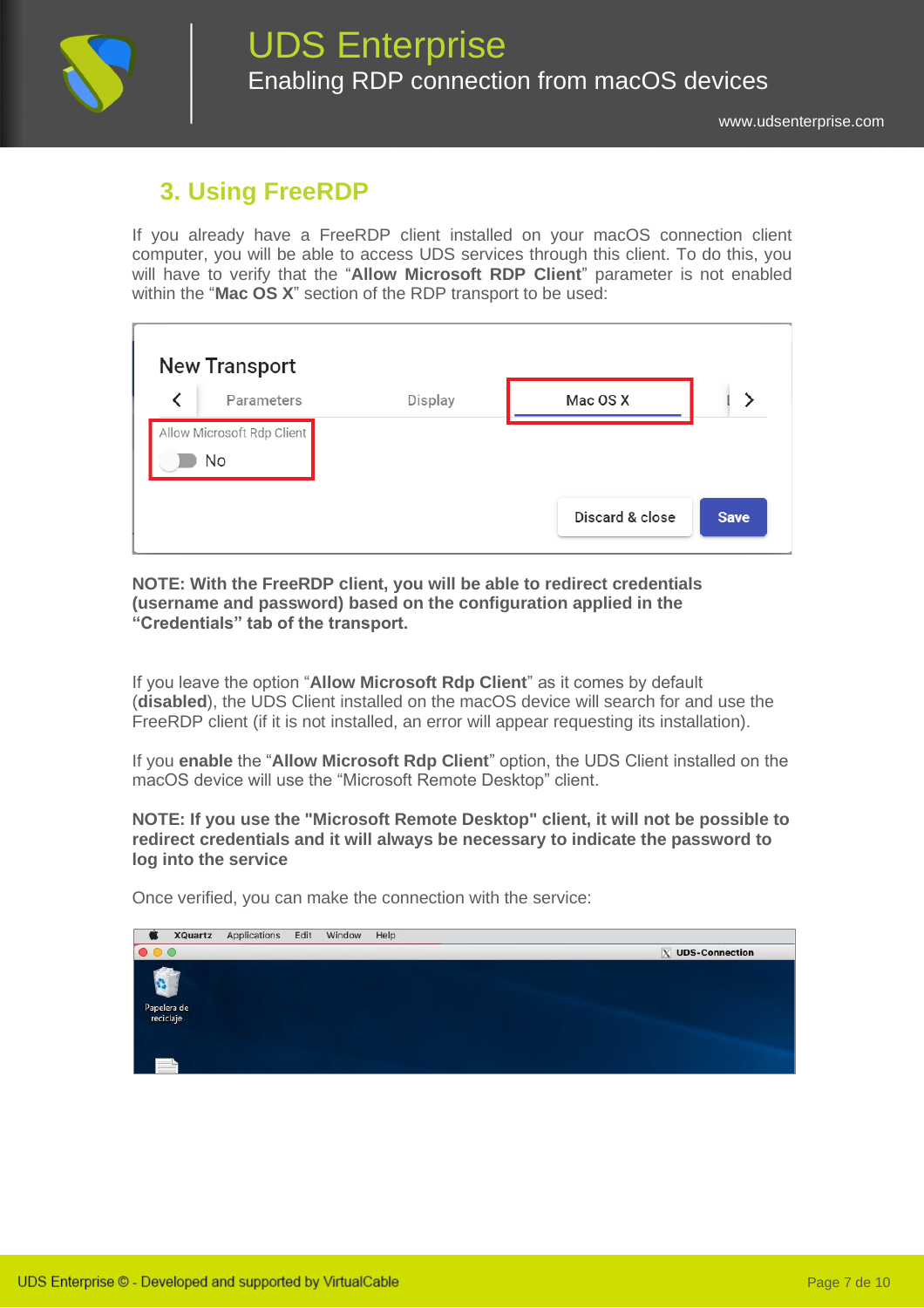## 3. Using FreeRDP

If you already have a FreeRDP client installed on your macOS connection client computer, you will be able to access UDS services through this client. To do this, you will have to verify that the "**Allow Microsoft RDP Client**" parameter is not enabled within the "**Mac OS X**" section of the RDP transport to be used:

**NOTE: With the FreeRDP client, you will be able to redirect credentials (username and password) based on the configuration applied in the "Credentials" tab of the transport.**

If you leave the option "**Allow Microsoft Rdp Client**" as it comes by default (**disabled**), the UDS Client installed on the macOS device will search for and use the FreeRDP client (if it is not installed, an error will appear requesting its installation).

If you **enable** the "**Allow Microsoft Rdp Client**" option, the UDS Client installed on the macOS device will use the "Microsoft Remote Desktop" client.

**NOTE: If you use the "Microsoft Remote Desktop" client, it will not be possible to redirect credentials and it will always be necessary to indicate the password to log into the service**

Once verified, you can make the connection with the service: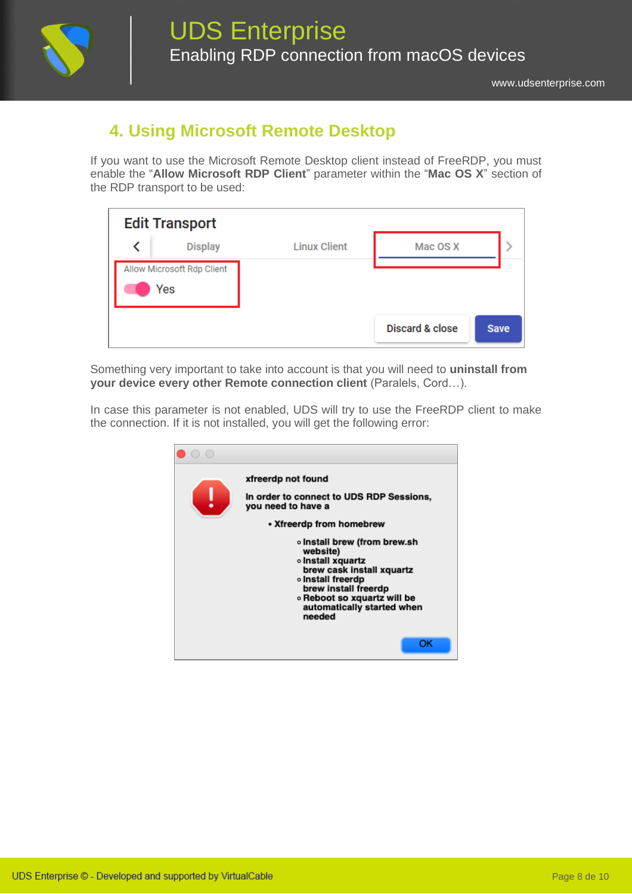## 4. Using Microsoft Remote Desktop

If you want to use the Microsoft Remote Desktop client instead of FreeRDP, you must enable the "**Allow Microsoft RDP Client**" parameter within the "**Mac OS X**" section of the RDP transport to be used:

Something very important to take into account is that you will need to **uninstall from your device every other Remote connection client** (Paralels, Cord…).

In case this parameter is not enabled, UDS will try to use the FreeRDP client to make the connection. If it is not installed, you will get the following error: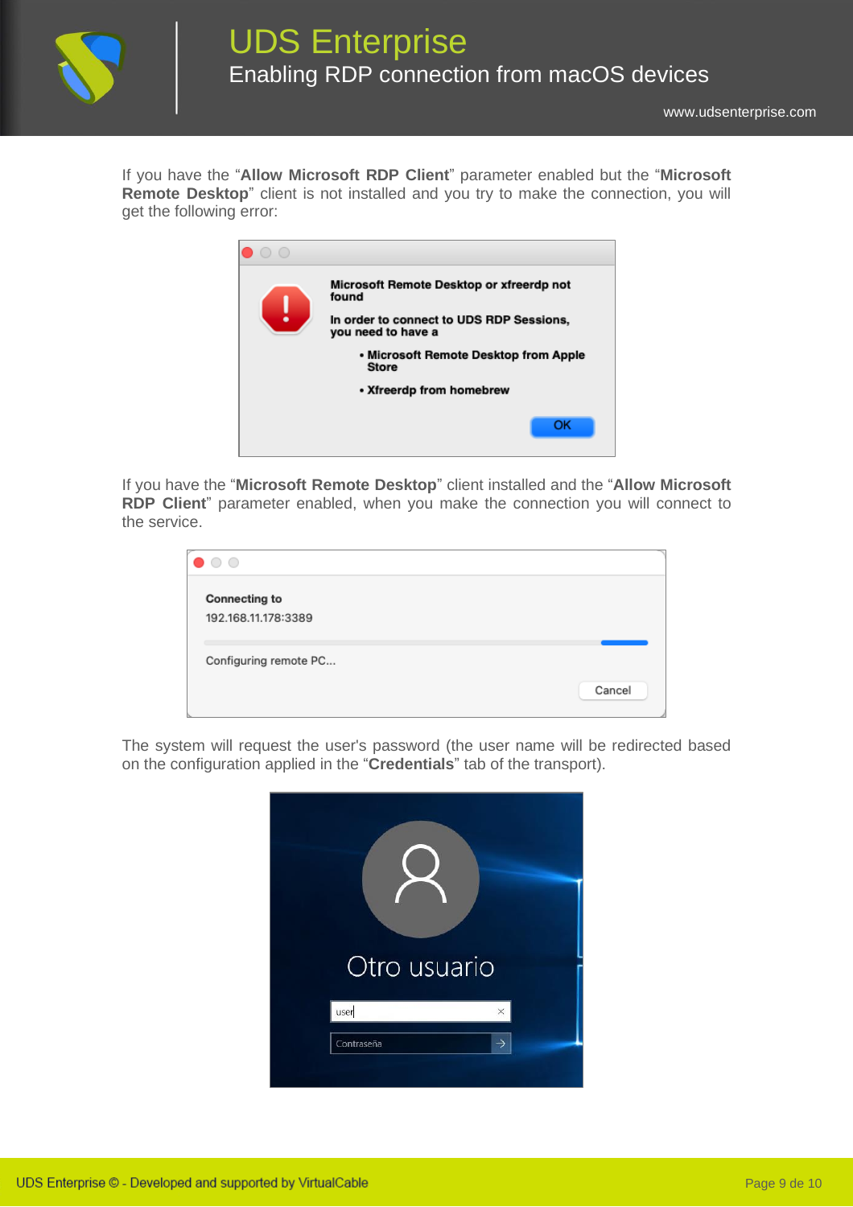If you have the "**Allow Microsoft RDP Client**" parameter enabled but the "**Microsoft Remote Desktop**" client is not installed and you try to make the connection, you will get the following error:

If you have the "**Microsoft Remote Desktop**" client installed and the "**Allow Microsoft RDP Client**" parameter enabled, when you make the connection you will connect to the service.

The system will request the user's password (the user name will be redirected based on the configuration applied in the "**Credentials**" tab of the transport).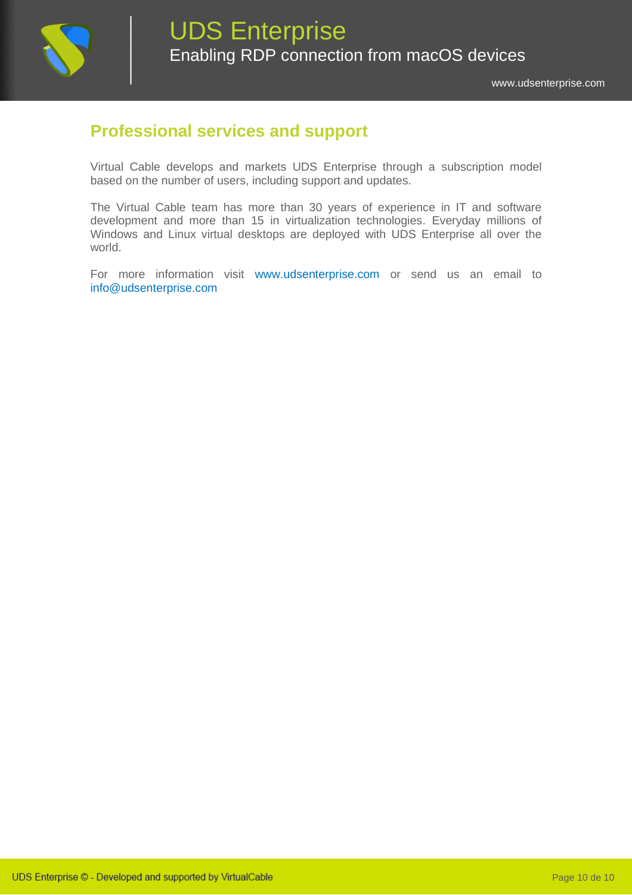## Professional services and support

Virtual Cable develops and markets UDS Enterprise through a subscription model based on the number of users, including support and updates.

The Virtual Cable team has more than 30 years of experience in IT and software development and more than 15 in virtualization technologies. Everyday millions of Windows and Linux virtual desktops are deployed with UDS Enterprise all over the world.

For more information visit www.udsenterprise.com or send us an email to info@udsenterprise.com